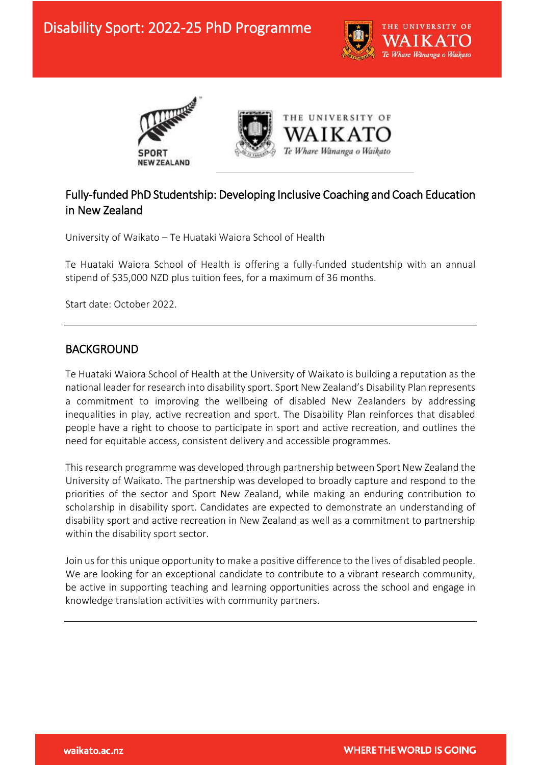# Disability Sport: 2022-25 PhD Programme

## Fully-funded PhD Studentship: Developing Inclusive Coaching and Coach Education in New Zealand

University of Waikato – Te Huataki Waiora School of Health

Te Huataki Waiora School of Health is offering a fully-funded studentship with an annual stipend of $35,000 NZD plus tuition fees, for a maximum of 36 months.

Start date: October 2022.

---

## BACKGROUND

Te Huataki Waiora School of Health at the University of Waikato is building a reputation as the national leader for research into disability sport. Sport New Zealand's Disability Plan represents a commitment to improving the wellbeing of disabled New Zealanders by addressing inequalities in play, active recreation and sport. The Disability Plan reinforces that disabled people have a right to choose to participate in sport and active recreation, and outlines the need for equitable access, consistent delivery and accessible programmes.

This research programme was developed through partnership between Sport New Zealand the University of Waikato. The partnership was developed to broadly capture and respond to the priorities of the sector and Sport New Zealand, while making an enduring contribution to scholarship in disability sport. Candidates are expected to demonstrate an understanding of disability sport and active recreation in New Zealand as well as a commitment to partnership within the disability sport sector.

Join us for this unique opportunity to make a positive difference to the lives of disabled people. We are looking for an exceptional candidate to contribute to a vibrant research community, be active in supporting teaching and learning opportunities across the school and engage in knowledge translation activities with community partners.

---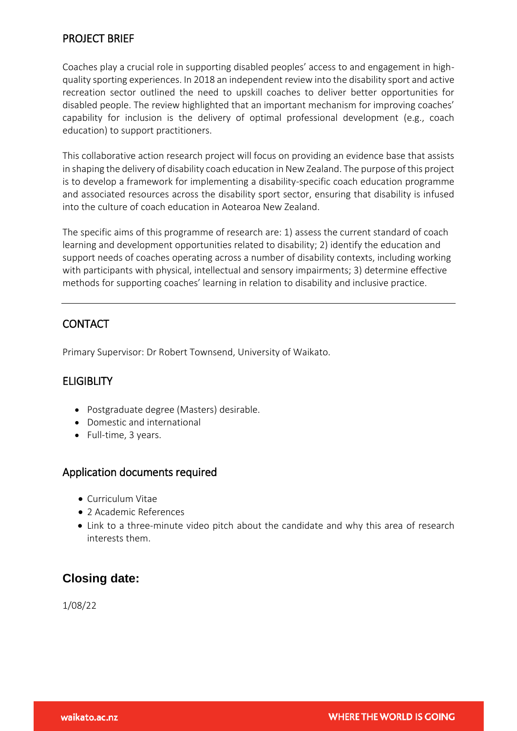## PROJECT BRIEF

Coaches play a crucial role in supporting disabled peoples' access to and engagement in high-quality sporting experiences. In 2018 an independent review into the disability sport and active recreation sector outlined the need to upskill coaches to deliver better opportunities for disabled people. The review highlighted that an important mechanism for improving coaches' capability for inclusion is the delivery of optimal professional development (e.g., coach education) to support practitioners.

This collaborative action research project will focus on providing an evidence base that assists in shaping the delivery of disability coach education in New Zealand. The purpose of this project is to develop a framework for implementing a disability-specific coach education programme and associated resources across the disability sport sector, ensuring that disability is infused into the culture of coach education in Aotearoa New Zealand.

The specific aims of this programme of research are: 1) assess the current standard of coach learning and development opportunities related to disability; 2) identify the education and support needs of coaches operating across a number of disability contexts, including working with participants with physical, intellectual and sensory impairments; 3) determine effective methods for supporting coaches' learning in relation to disability and inclusive practice.

---

## CONTACT

Primary Supervisor: Dr Robert Townsend, University of Waikato.

## ELIGIBLITY

- Postgraduate degree (Masters) desirable.
- Domestic and international
- Full-time, 3 years.

## Application documents required

- Curriculum Vitae
- 2 Academic References
- Link to a three-minute video pitch about the candidate and why this area of research interests them.

## Closing date:

1/08/22